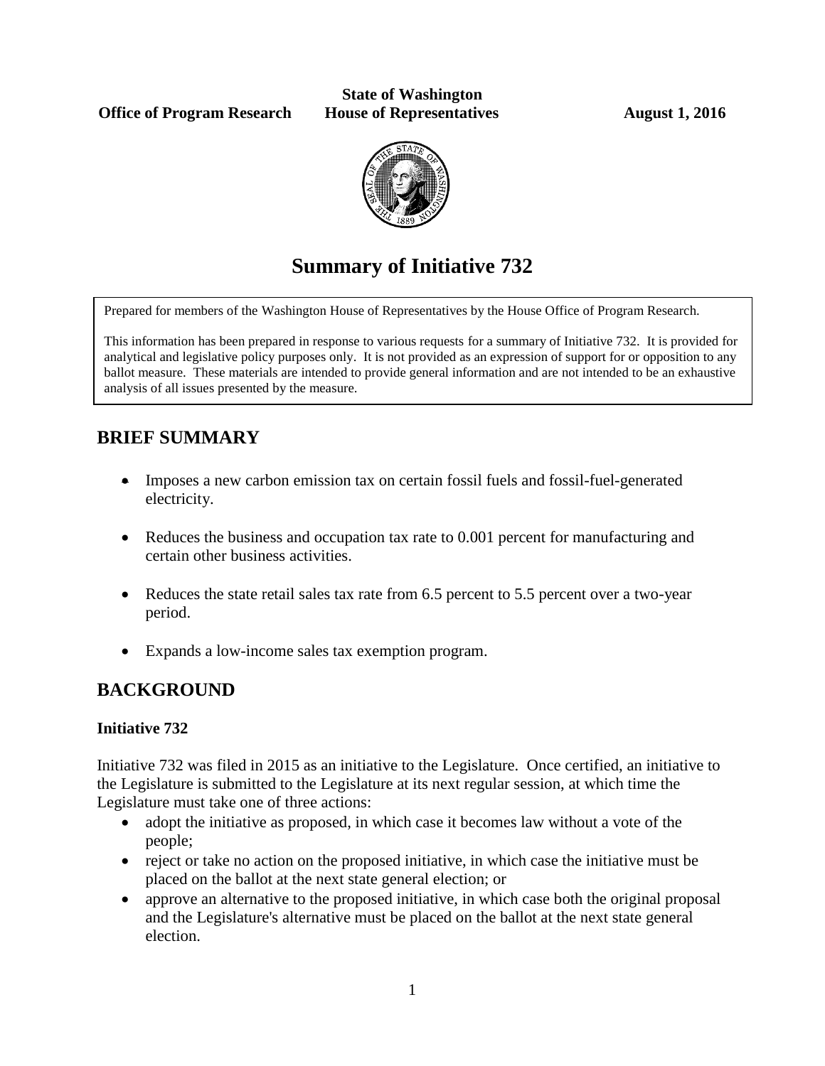**State of Washington**
**Office of Program Research** **House of Representatives** **August 1, 2016**

# Summary of Initiative 732

Prepared for members of the Washington House of Representatives by the House Office of Program Research.

This information has been prepared in response to various requests for a summary of Initiative 732. It is provided for analytical and legislative policy purposes only. It is not provided as an expression of support for or opposition to any ballot measure. These materials are intended to provide general information and are not intended to be an exhaustive analysis of all issues presented by the measure.

## BRIEF SUMMARY

- Imposes a new carbon emission tax on certain fossil fuels and fossil-fuel-generated electricity.
- Reduces the business and occupation tax rate to 0.001 percent for manufacturing and certain other business activities.
- Reduces the state retail sales tax rate from 6.5 percent to 5.5 percent over a two-year period.
- Expands a low-income sales tax exemption program.

## BACKGROUND

### Initiative 732

Initiative 732 was filed in 2015 as an initiative to the Legislature. Once certified, an initiative to the Legislature is submitted to the Legislature at its next regular session, at which time the Legislature must take one of three actions:

- adopt the initiative as proposed, in which case it becomes law without a vote of the people;
- reject or take no action on the proposed initiative, in which case the initiative must be placed on the ballot at the next state general election; or
- approve an alternative to the proposed initiative, in which case both the original proposal and the Legislature's alternative must be placed on the ballot at the next state general election.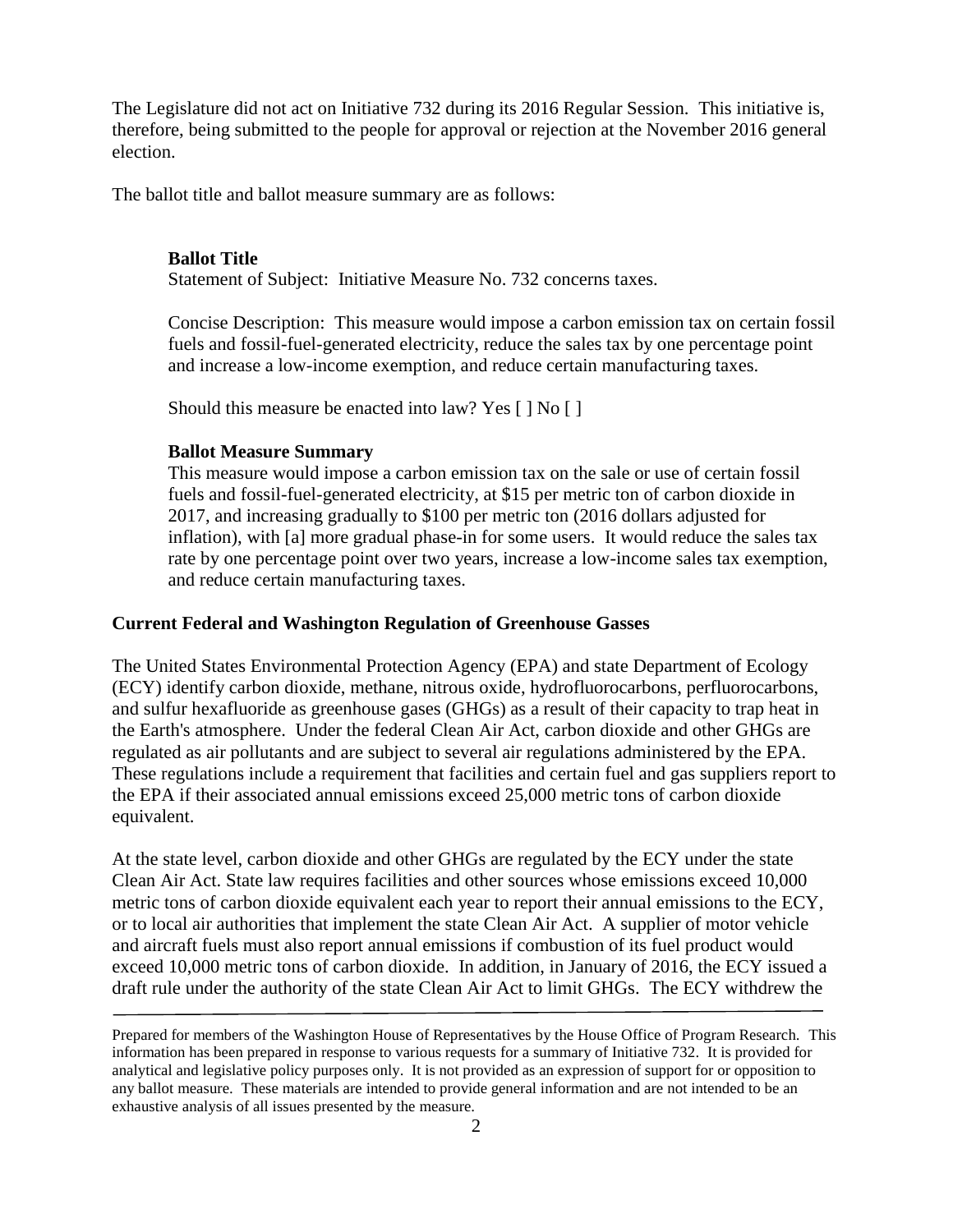The Legislature did not act on Initiative 732 during its 2016 Regular Session. This initiative is, therefore, being submitted to the people for approval or rejection at the November 2016 general election.

The ballot title and ballot measure summary are as follows:

**Ballot Title**

Statement of Subject: Initiative Measure No. 732 concerns taxes.

Concise Description: This measure would impose a carbon emission tax on certain fossil fuels and fossil-fuel-generated electricity, reduce the sales tax by one percentage point and increase a low-income exemption, and reduce certain manufacturing taxes.

Should this measure be enacted into law? Yes [ ] No [ ]

**Ballot Measure Summary**

This measure would impose a carbon emission tax on the sale or use of certain fossil fuels and fossil-fuel-generated electricity, at $15 per metric ton of carbon dioxide in 2017, and increasing gradually to $100 per metric ton (2016 dollars adjusted for inflation), with [a] more gradual phase-in for some users. It would reduce the sales tax rate by one percentage point over two years, increase a low-income sales tax exemption, and reduce certain manufacturing taxes.

**Current Federal and Washington Regulation of Greenhouse Gasses**

The United States Environmental Protection Agency (EPA) and state Department of Ecology (ECY) identify carbon dioxide, methane, nitrous oxide, hydrofluorocarbons, perfluorocarbons, and sulfur hexafluoride as greenhouse gases (GHGs) as a result of their capacity to trap heat in the Earth's atmosphere. Under the federal Clean Air Act, carbon dioxide and other GHGs are regulated as air pollutants and are subject to several air regulations administered by the EPA. These regulations include a requirement that facilities and certain fuel and gas suppliers report to the EPA if their associated annual emissions exceed 25,000 metric tons of carbon dioxide equivalent.

At the state level, carbon dioxide and other GHGs are regulated by the ECY under the state Clean Air Act. State law requires facilities and other sources whose emissions exceed 10,000 metric tons of carbon dioxide equivalent each year to report their annual emissions to the ECY, or to local air authorities that implement the state Clean Air Act. A supplier of motor vehicle and aircraft fuels must also report annual emissions if combustion of its fuel product would exceed 10,000 metric tons of carbon dioxide. In addition, in January of 2016, the ECY issued a draft rule under the authority of the state Clean Air Act to limit GHGs. The ECY withdrew the

---

Prepared for members of the Washington House of Representatives by the House Office of Program Research. This information has been prepared in response to various requests for a summary of Initiative 732. It is provided for analytical and legislative policy purposes only. It is not provided as an expression of support for or opposition to any ballot measure. These materials are intended to provide general information and are not intended to be an exhaustive analysis of all issues presented by the measure.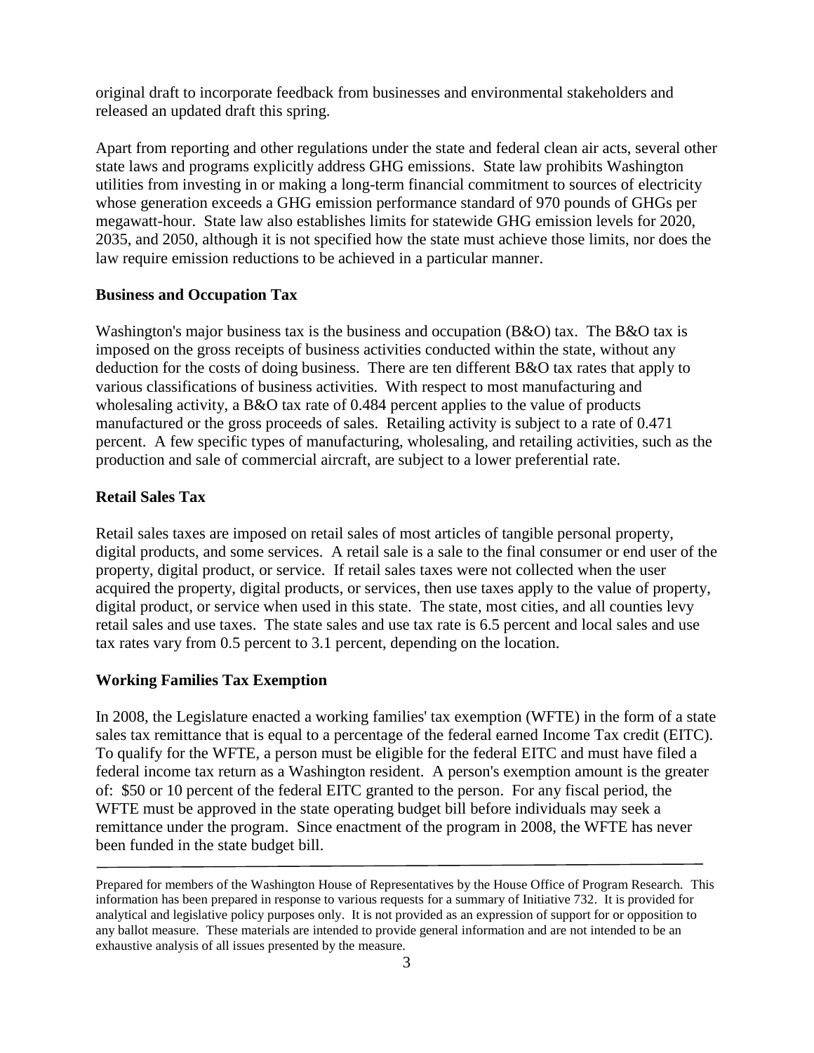original draft to incorporate feedback from businesses and environmental stakeholders and released an updated draft this spring.

Apart from reporting and other regulations under the state and federal clean air acts, several other state laws and programs explicitly address GHG emissions. State law prohibits Washington utilities from investing in or making a long-term financial commitment to sources of electricity whose generation exceeds a GHG emission performance standard of 970 pounds of GHGs per megawatt-hour. State law also establishes limits for statewide GHG emission levels for 2020, 2035, and 2050, although it is not specified how the state must achieve those limits, nor does the law require emission reductions to be achieved in a particular manner.

**Business and Occupation Tax**

Washington's major business tax is the business and occupation (B&O) tax. The B&O tax is imposed on the gross receipts of business activities conducted within the state, without any deduction for the costs of doing business. There are ten different B&O tax rates that apply to various classifications of business activities. With respect to most manufacturing and wholesaling activity, a B&O tax rate of 0.484 percent applies to the value of products manufactured or the gross proceeds of sales. Retailing activity is subject to a rate of 0.471 percent. A few specific types of manufacturing, wholesaling, and retailing activities, such as the production and sale of commercial aircraft, are subject to a lower preferential rate.

**Retail Sales Tax**

Retail sales taxes are imposed on retail sales of most articles of tangible personal property, digital products, and some services. A retail sale is a sale to the final consumer or end user of the property, digital product, or service. If retail sales taxes were not collected when the user acquired the property, digital products, or services, then use taxes apply to the value of property, digital product, or service when used in this state. The state, most cities, and all counties levy retail sales and use taxes. The state sales and use tax rate is 6.5 percent and local sales and use tax rates vary from 0.5 percent to 3.1 percent, depending on the location.

**Working Families Tax Exemption**

In 2008, the Legislature enacted a working families' tax exemption (WFTE) in the form of a state sales tax remittance that is equal to a percentage of the federal earned Income Tax credit (EITC). To qualify for the WFTE, a person must be eligible for the federal EITC and must have filed a federal income tax return as a Washington resident. A person's exemption amount is the greater of: $50 or 10 percent of the federal EITC granted to the person. For any fiscal period, the WFTE must be approved in the state operating budget bill before individuals may seek a remittance under the program. Since enactment of the program in 2008, the WFTE has never been funded in the state budget bill.

---

Prepared for members of the Washington House of Representatives by the House Office of Program Research. This information has been prepared in response to various requests for a summary of Initiative 732. It is provided for analytical and legislative policy purposes only. It is not provided as an expression of support for or opposition to any ballot measure. These materials are intended to provide general information and are not intended to be an exhaustive analysis of all issues presented by the measure.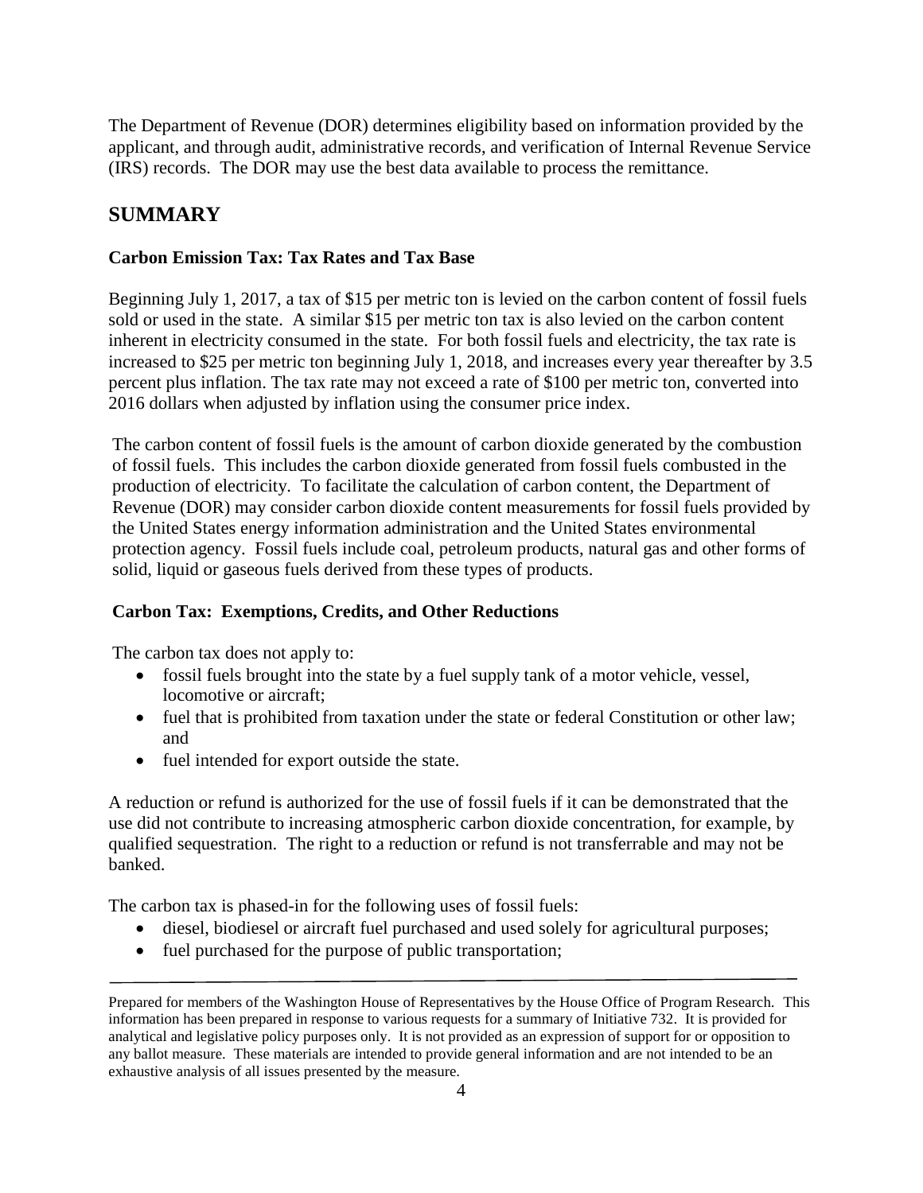The Department of Revenue (DOR) determines eligibility based on information provided by the applicant, and through audit, administrative records, and verification of Internal Revenue Service (IRS) records. The DOR may use the best data available to process the remittance.

## SUMMARY

**Carbon Emission Tax: Tax Rates and Tax Base**

Beginning July 1, 2017, a tax of $15 per metric ton is levied on the carbon content of fossil fuels sold or used in the state. A similar $15 per metric ton tax is also levied on the carbon content inherent in electricity consumed in the state. For both fossil fuels and electricity, the tax rate is increased to $25 per metric ton beginning July 1, 2018, and increases every year thereafter by 3.5 percent plus inflation. The tax rate may not exceed a rate of $100 per metric ton, converted into 2016 dollars when adjusted by inflation using the consumer price index.

The carbon content of fossil fuels is the amount of carbon dioxide generated by the combustion of fossil fuels. This includes the carbon dioxide generated from fossil fuels combusted in the production of electricity. To facilitate the calculation of carbon content, the Department of Revenue (DOR) may consider carbon dioxide content measurements for fossil fuels provided by the United States energy information administration and the United States environmental protection agency. Fossil fuels include coal, petroleum products, natural gas and other forms of solid, liquid or gaseous fuels derived from these types of products.

**Carbon Tax: Exemptions, Credits, and Other Reductions**

The carbon tax does not apply to:

- fossil fuels brought into the state by a fuel supply tank of a motor vehicle, vessel, locomotive or aircraft;
- fuel that is prohibited from taxation under the state or federal Constitution or other law; and
- fuel intended for export outside the state.

A reduction or refund is authorized for the use of fossil fuels if it can be demonstrated that the use did not contribute to increasing atmospheric carbon dioxide concentration, for example, by qualified sequestration. The right to a reduction or refund is not transferrable and may not be banked.

The carbon tax is phased-in for the following uses of fossil fuels:

- diesel, biodiesel or aircraft fuel purchased and used solely for agricultural purposes;
- fuel purchased for the purpose of public transportation;

Prepared for members of the Washington House of Representatives by the House Office of Program Research. This information has been prepared in response to various requests for a summary of Initiative 732. It is provided for analytical and legislative policy purposes only. It is not provided as an expression of support for or opposition to any ballot measure. These materials are intended to provide general information and are not intended to be an exhaustive analysis of all issues presented by the measure.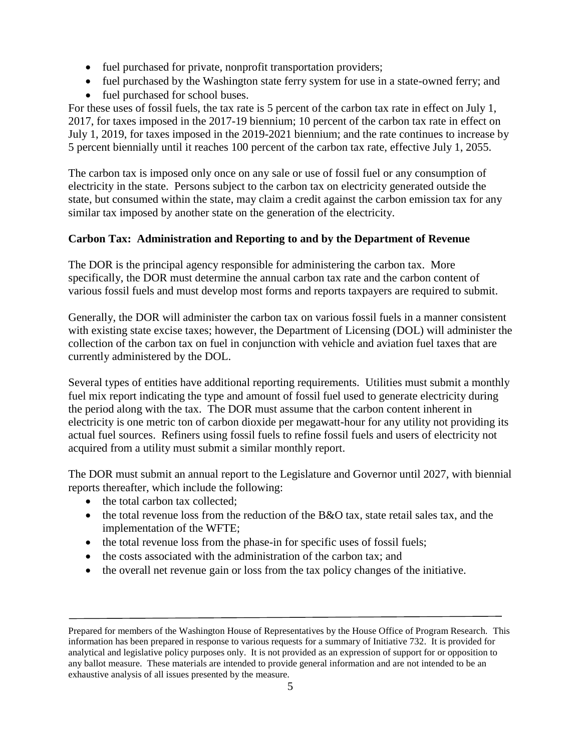- fuel purchased for private, nonprofit transportation providers;
- fuel purchased by the Washington state ferry system for use in a state-owned ferry; and
- fuel purchased for school buses.

For these uses of fossil fuels, the tax rate is 5 percent of the carbon tax rate in effect on July 1, 2017, for taxes imposed in the 2017-19 biennium; 10 percent of the carbon tax rate in effect on July 1, 2019, for taxes imposed in the 2019-2021 biennium; and the rate continues to increase by 5 percent biennially until it reaches 100 percent of the carbon tax rate, effective July 1, 2055.

The carbon tax is imposed only once on any sale or use of fossil fuel or any consumption of electricity in the state. Persons subject to the carbon tax on electricity generated outside the state, but consumed within the state, may claim a credit against the carbon emission tax for any similar tax imposed by another state on the generation of the electricity.

**Carbon Tax: Administration and Reporting to and by the Department of Revenue**

The DOR is the principal agency responsible for administering the carbon tax. More specifically, the DOR must determine the annual carbon tax rate and the carbon content of various fossil fuels and must develop most forms and reports taxpayers are required to submit.

Generally, the DOR will administer the carbon tax on various fossil fuels in a manner consistent with existing state excise taxes; however, the Department of Licensing (DOL) will administer the collection of the carbon tax on fuel in conjunction with vehicle and aviation fuel taxes that are currently administered by the DOL.

Several types of entities have additional reporting requirements. Utilities must submit a monthly fuel mix report indicating the type and amount of fossil fuel used to generate electricity during the period along with the tax. The DOR must assume that the carbon content inherent in electricity is one metric ton of carbon dioxide per megawatt-hour for any utility not providing its actual fuel sources. Refiners using fossil fuels to refine fossil fuels and users of electricity not acquired from a utility must submit a similar monthly report.

The DOR must submit an annual report to the Legislature and Governor until 2027, with biennial reports thereafter, which include the following:

- the total carbon tax collected;
- the total revenue loss from the reduction of the B&O tax, state retail sales tax, and the implementation of the WFTE;
- the total revenue loss from the phase-in for specific uses of fossil fuels;
- the costs associated with the administration of the carbon tax; and
- the overall net revenue gain or loss from the tax policy changes of the initiative.

---

Prepared for members of the Washington House of Representatives by the House Office of Program Research. This information has been prepared in response to various requests for a summary of Initiative 732. It is provided for analytical and legislative policy purposes only. It is not provided as an expression of support for or opposition to any ballot measure. These materials are intended to provide general information and are not intended to be an exhaustive analysis of all issues presented by the measure.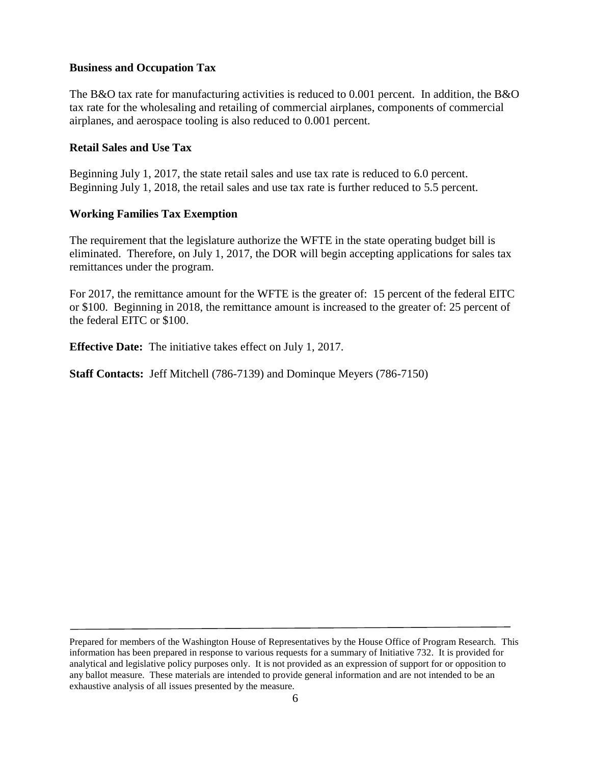**Business and Occupation Tax**

The B&O tax rate for manufacturing activities is reduced to 0.001 percent. In addition, the B&O tax rate for the wholesaling and retailing of commercial airplanes, components of commercial airplanes, and aerospace tooling is also reduced to 0.001 percent.

**Retail Sales and Use Tax**

Beginning July 1, 2017, the state retail sales and use tax rate is reduced to 6.0 percent. Beginning July 1, 2018, the retail sales and use tax rate is further reduced to 5.5 percent.

**Working Families Tax Exemption**

The requirement that the legislature authorize the WFTE in the state operating budget bill is eliminated. Therefore, on July 1, 2017, the DOR will begin accepting applications for sales tax remittances under the program.

For 2017, the remittance amount for the WFTE is the greater of: 15 percent of the federal EITC or $100. Beginning in 2018, the remittance amount is increased to the greater of: 25 percent of the federal EITC or $100.

**Effective Date:** The initiative takes effect on July 1, 2017.

**Staff Contacts:** Jeff Mitchell (786-7139) and Dominque Meyers (786-7150)

---

Prepared for members of the Washington House of Representatives by the House Office of Program Research. This information has been prepared in response to various requests for a summary of Initiative 732. It is provided for analytical and legislative policy purposes only. It is not provided as an expression of support for or opposition to any ballot measure. These materials are intended to provide general information and are not intended to be an exhaustive analysis of all issues presented by the measure.